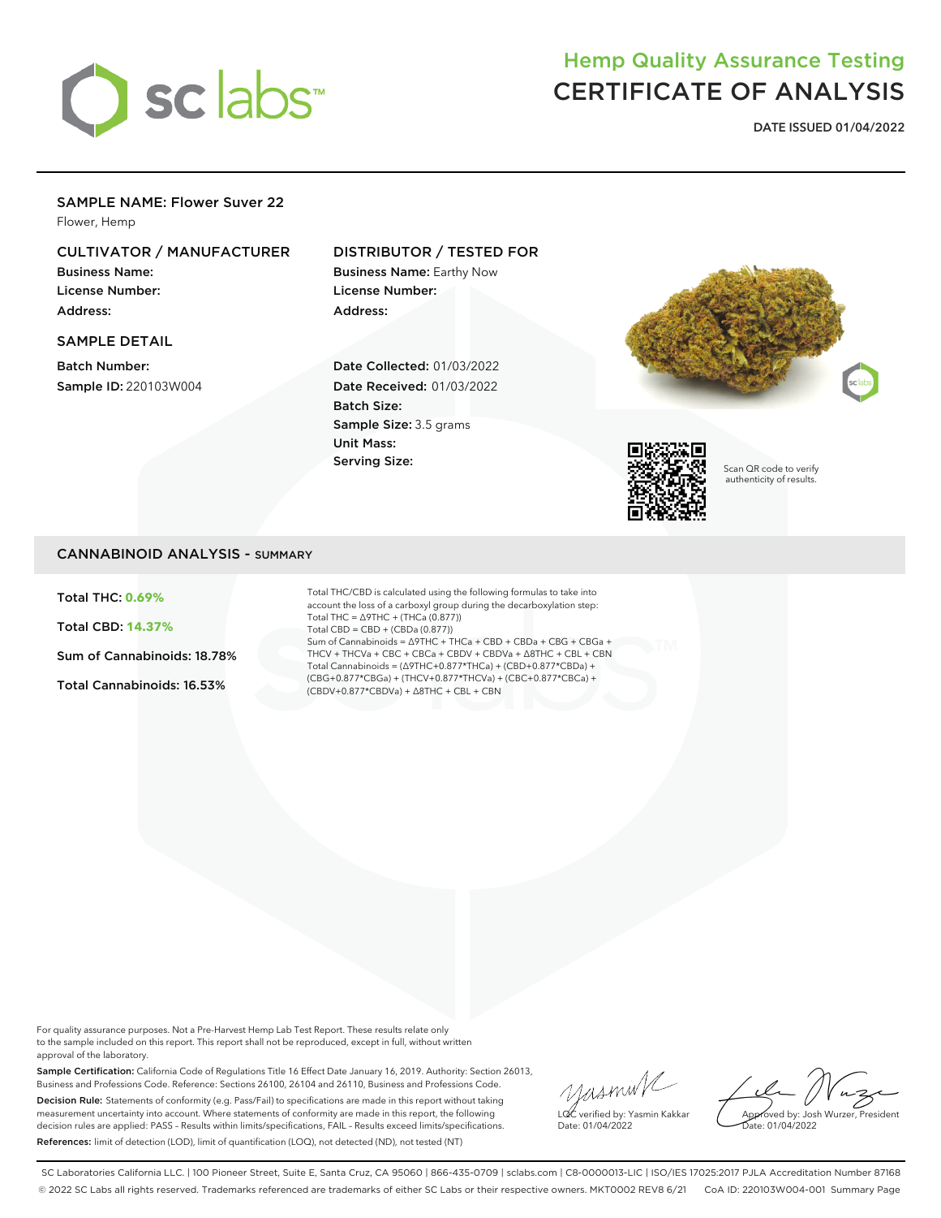# Hemp Quality Assurance Testing
# CERTIFICATE OF ANALYSIS

**DATE ISSUED 01/04/2022**

## SAMPLE NAME: Flower Suver 22

Flower, Hemp

### CULTIVATOR / MANUFACTURER

**Business Name:**
**License Number:**
**Address:**

### DISTRIBUTOR / TESTED FOR

**Business Name:** Earthy Now
**License Number:**
**Address:**

### SAMPLE DETAIL

**Batch Number:**
**Sample ID:** 220103W004

**Date Collected:** 01/03/2022
**Date Received:** 01/03/2022
**Batch Size:**
**Sample Size:** 3.5 grams
**Unit Mass:**
**Serving Size:**

Scan QR code to verify authenticity of results.

## CANNABINOID ANALYSIS - SUMMARY

**Total THC: 0.69%**

**Total CBD: 14.37%**

**Sum of Cannabinoids: 18.78%**

**Total Cannabinoids: 16.53%**

Total THC/CBD is calculated using the following formulas to take into account the loss of a carboxyl group during the decarboxylation step:
Total THC = Δ9THC + (THCa (0.877))
Total CBD = CBD + (CBDa (0.877))
Sum of Cannabinoids = Δ9THC + THCa + CBD + CBDa + CBG + CBGa + THCV + THCVa + CBC + CBCa + CBDV + CBDVa + Δ8THC + CBL + CBN
Total Cannabinoids = (Δ9THC+0.877*THCa) + (CBD+0.877*CBDa) + (CBG+0.877*CBGa) + (THCV+0.877*THCVa) + (CBC+0.877*CBCa) + (CBDV+0.877*CBDVa) + Δ8THC + CBL + CBN

For quality assurance purposes. Not a Pre-Harvest Hemp Lab Test Report. These results relate only to the sample included on this report. This report shall not be reproduced, except in full, without written approval of the laboratory.

**Sample Certification:** California Code of Regulations Title 16 Effect Date January 16, 2019. Authority: Section 26013, Business and Professions Code. Reference: Sections 26100, 26104 and 26110, Business and Professions Code.

**Decision Rule:** Statements of conformity (e.g. Pass/Fail) to specifications are made in this report without taking measurement uncertainty into account. Where statements of conformity are made in this report, the following decision rules are applied: PASS – Results within limits/specifications, FAIL – Results exceed limits/specifications.

**References:** limit of detection (LOD), limit of quantification (LOQ), not detected (ND), not tested (NT)

LQC verified by: Yasmin Kakkar
Date: 01/04/2022

Approved by: Josh Wurzer, President
Date: 01/04/2022

SC Laboratories California LLC. | 100 Pioneer Street, Suite E, Santa Cruz, CA 95060 | 866-435-0709 | sclabs.com | C8-0000013-LIC | ISO/IES 17025:2017 PJLA Accreditation Number 87168
© 2022 SC Labs all rights reserved. Trademarks referenced are trademarks of either SC Labs or their respective owners. MKT0002 REV8 6/21 CoA ID: 220103W004-001 Summary Page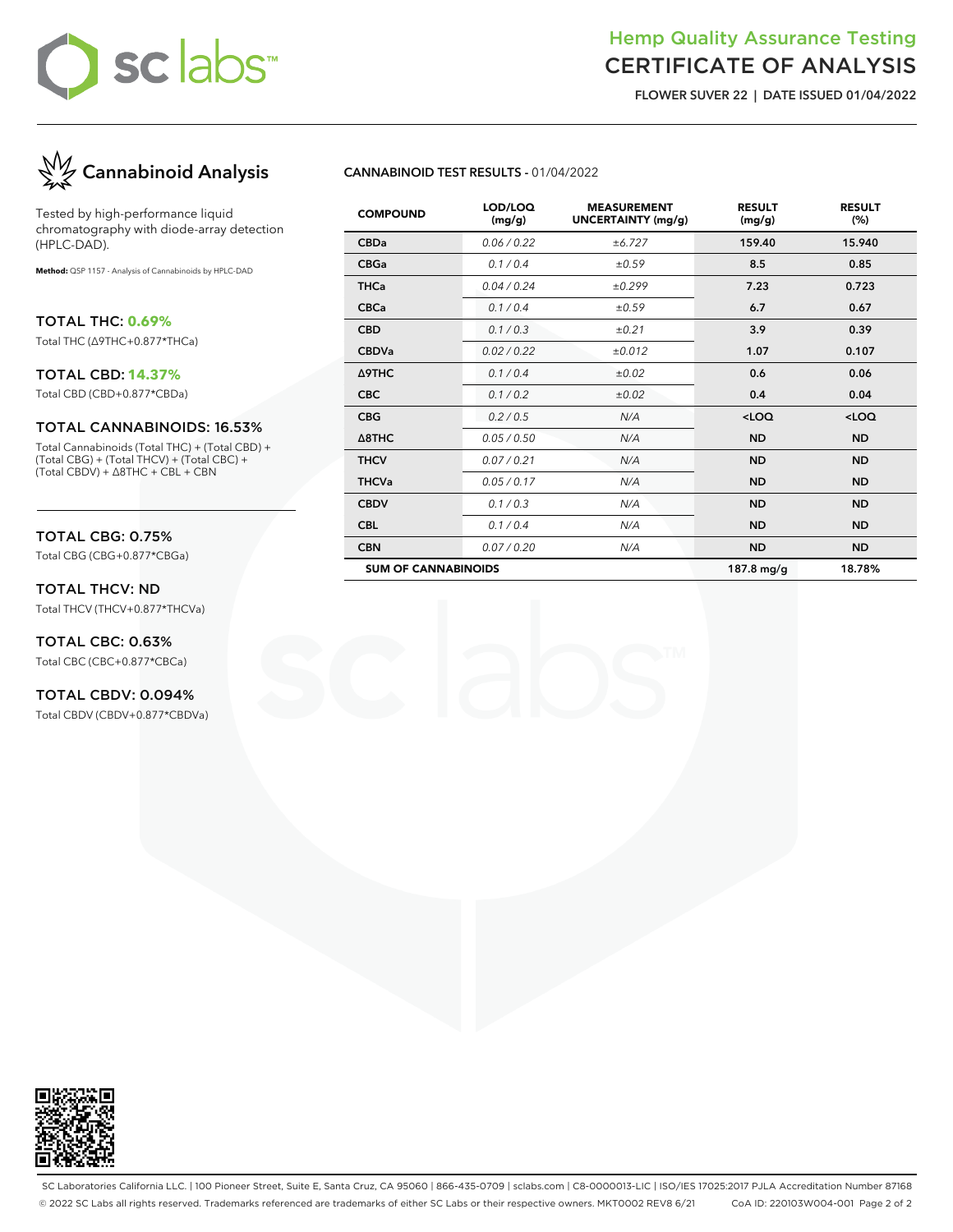# Hemp Quality Assurance Testing
# CERTIFICATE OF ANALYSIS

**FLOWER SUVER 22 | DATE ISSUED 01/04/2022**

## Cannabinoid Analysis

Tested by high-performance liquid chromatography with diode-array detection (HPLC-DAD).

**Method:** QSP 1157 - Analysis of Cannabinoids by HPLC-DAD

### TOTAL THC: 0.69%

Total THC (Δ9THC+0.877*THCa)

### TOTAL CBD: 14.37%

Total CBD (CBD+0.877*CBDa)

### TOTAL CANNABINOIDS: 16.53%

Total Cannabinoids (Total THC) + (Total CBD) + (Total CBG) + (Total THCV) + (Total CBC) + (Total CBDV) + Δ8THC + CBL + CBN

### TOTAL CBG: 0.75%

Total CBG (CBG+0.877*CBGa)

### TOTAL THCV: ND

Total THCV (THCV+0.877*THCVa)

### TOTAL CBC: 0.63%

Total CBC (CBC+0.877*CBCa)

### TOTAL CBDV: 0.094%

Total CBDV (CBDV+0.877*CBDVa)

**CANNABINOID TEST RESULTS** - 01/04/2022

| COMPOUND | LOD/LOQ (mg/g) | MEASUREMENT UNCERTAINTY (mg/g) | RESULT (mg/g) | RESULT (%) |
|---|---|---|---|---|
| CBDa | 0.06 / 0.22 | ±6.727 | 159.40 | 15.940 |
| CBGa | 0.1 / 0.4 | ±0.59 | 8.5 | 0.85 |
| THCa | 0.04 / 0.24 | ±0.299 | 7.23 | 0.723 |
| CBCa | 0.1 / 0.4 | ±0.59 | 6.7 | 0.67 |
| CBD | 0.1 / 0.3 | ±0.21 | 3.9 | 0.39 |
| CBDVa | 0.02 / 0.22 | ±0.012 | 1.07 | 0.107 |
| Δ9THC | 0.1 / 0.4 | ±0.02 | 0.6 | 0.06 |
| CBC | 0.1 / 0.2 | ±0.02 | 0.4 | 0.04 |
| CBG | 0.2 / 0.5 | N/A | <LOQ | <LOQ |
| Δ8THC | 0.05 / 0.50 | N/A | ND | ND |
| THCV | 0.07 / 0.21 | N/A | ND | ND |
| THCVa | 0.05 / 0.17 | N/A | ND | ND |
| CBDV | 0.1 / 0.3 | N/A | ND | ND |
| CBL | 0.1 / 0.4 | N/A | ND | ND |
| CBN | 0.07 / 0.20 | N/A | ND | ND |
| **SUM OF CANNABINOIDS** | | | 187.8 mg/g | 18.78% |

SC Laboratories California LLC. | 100 Pioneer Street, Suite E, Santa Cruz, CA 95060 | 866-435-0709 | sclabs.com | C8-0000013-LIC | ISO/IES 17025:2017 PJLA Accreditation Number 87168
© 2022 SC Labs all rights reserved. Trademarks referenced are trademarks of either SC Labs or their respective owners. MKT0002 REV8 6/21 CoA ID: 220103W004-001